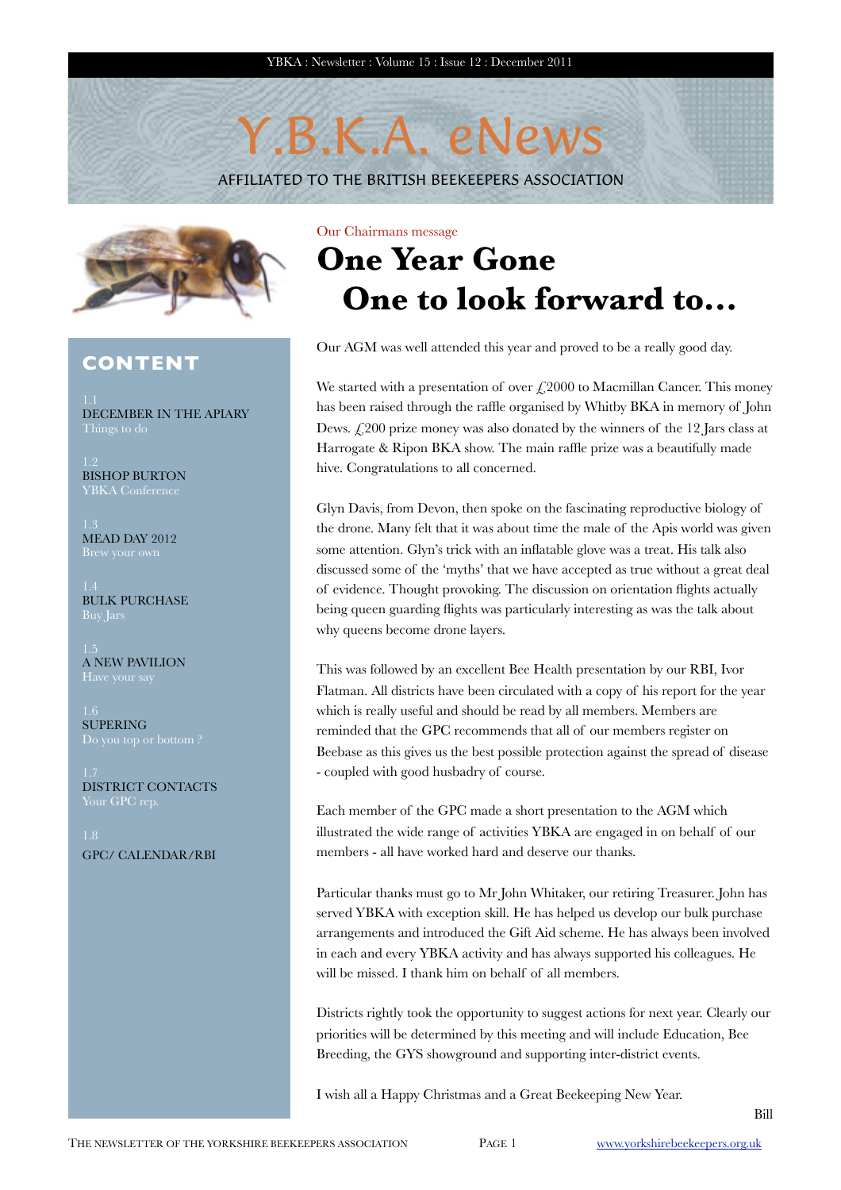# Y.B.K.A. eNews

AFFILIATED TO THE BRITISH BEEKEEPERS ASSOCIATION

## CONTENT

1.1
DECEMBER IN THE APIARY
Things to do

1.2
BISHOP BURTON
YBKA Conference

1.3
MEAD DAY 2012
Brew your own

1.4
BULK PURCHASE
Buy Jars

1.5
A NEW PAVILION
Have your say

1.6
SUPERING
Do you top or bottom ?

1.7
DISTRICT CONTACTS
Your GPC rep.

1.8
GPC/ CALENDAR/RBI

Our Chairmans message

# One Year Gone One to look forward to...

Our AGM was well attended this year and proved to be a really good day.

We started with a presentation of over £2000 to Macmillan Cancer. This money has been raised through the raffle organised by Whitby BKA in memory of John Dews. £200 prize money was also donated by the winners of the 12 Jars class at Harrogate & Ripon BKA show. The main raffle prize was a beautifully made hive. Congratulations to all concerned.

Glyn Davis, from Devon, then spoke on the fascinating reproductive biology of the drone. Many felt that it was about time the male of the Apis world was given some attention. Glyn's trick with an inflatable glove was a treat. His talk also discussed some of the 'myths' that we have accepted as true without a great deal of evidence. Thought provoking. The discussion on orientation flights actually being queen guarding flights was particularly interesting as was the talk about why queens become drone layers.

This was followed by an excellent Bee Health presentation by our RBI, Ivor Flatman. All districts have been circulated with a copy of his report for the year which is really useful and should be read by all members. Members are reminded that the GPC recommends that all of our members register on Beebase as this gives us the best possible protection against the spread of disease - coupled with good husbadry of course.

Each member of the GPC made a short presentation to the AGM which illustrated the wide range of activities YBKA are engaged in on behalf of our members - all have worked hard and deserve our thanks.

Particular thanks must go to Mr John Whitaker, our retiring Treasurer. John has served YBKA with exception skill. He has helped us develop our bulk purchase arrangements and introduced the Gift Aid scheme. He has always been involved in each and every YBKA activity and has always supported his colleagues. He will be missed. I thank him on behalf of all members.

Districts rightly took the opportunity to suggest actions for next year. Clearly our priorities will be determined by this meeting and will include Education, Bee Breeding, the GYS showground and supporting inter-district events.

I wish all a Happy Christmas and a Great Beekeeping New Year.

Bill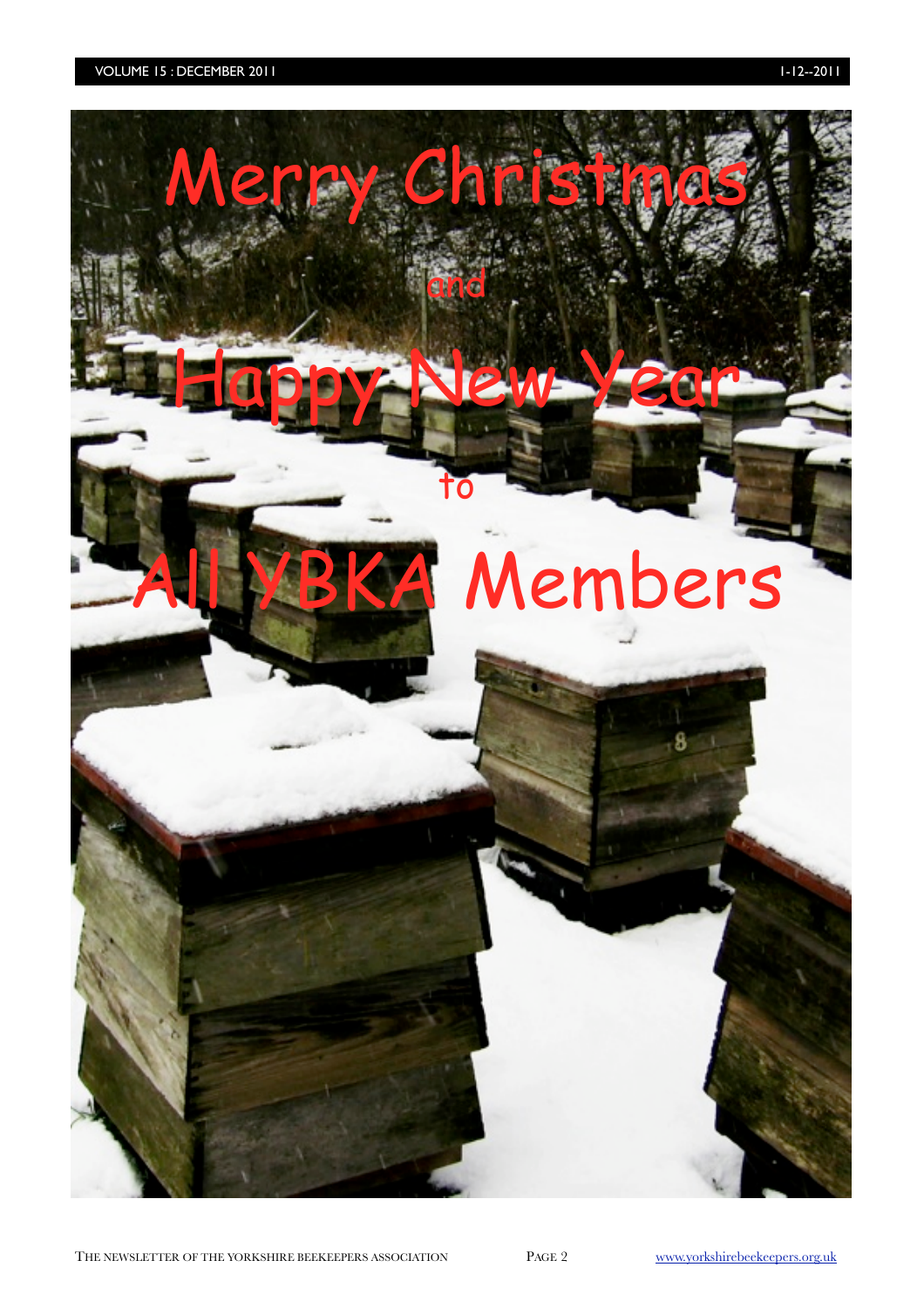# Merry Christmas

and

# Happy New Year

to

# All YBKA Members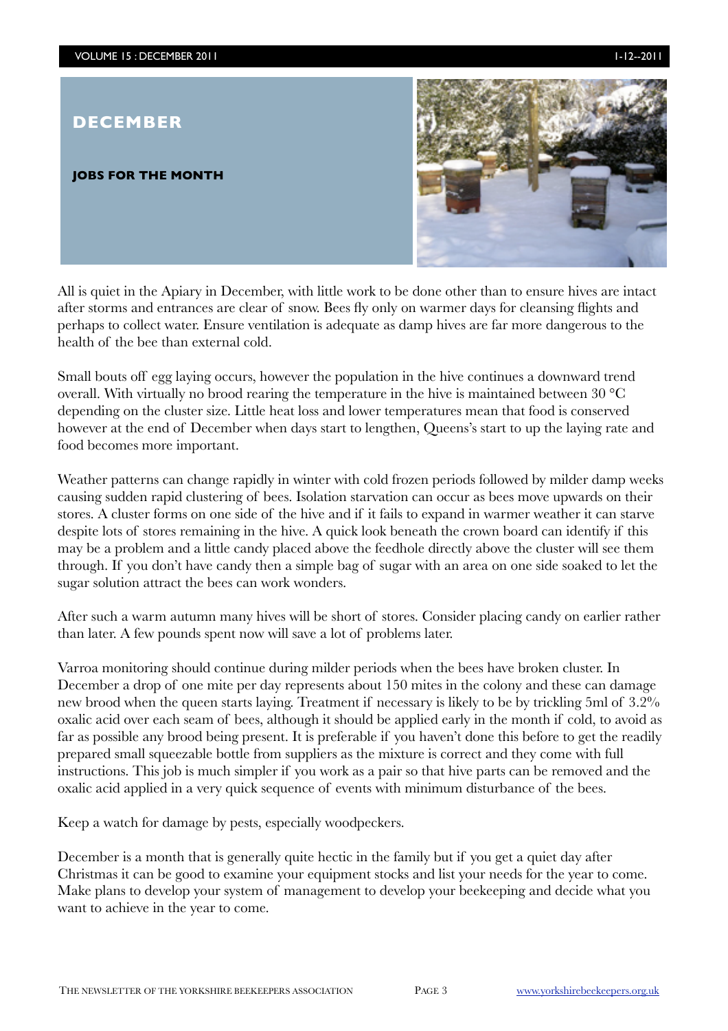# DECEMBER

## JOBS FOR THE MONTH

All is quiet in the Apiary in December, with little work to be done other than to ensure hives are intact after storms and entrances are clear of snow. Bees fly only on warmer days for cleansing flights and perhaps to collect water. Ensure ventilation is adequate as damp hives are far more dangerous to the health of the bee than external cold.

Small bouts off egg laying occurs, however the population in the hive continues a downward trend overall. With virtually no brood rearing the temperature in the hive is maintained between 30 °C depending on the cluster size. Little heat loss and lower temperatures mean that food is conserved however at the end of December when days start to lengthen, Queens's start to up the laying rate and food becomes more important.

Weather patterns can change rapidly in winter with cold frozen periods followed by milder damp weeks causing sudden rapid clustering of bees. Isolation starvation can occur as bees move upwards on their stores. A cluster forms on one side of the hive and if it fails to expand in warmer weather it can starve despite lots of stores remaining in the hive. A quick look beneath the crown board can identify if this may be a problem and a little candy placed above the feedhole directly above the cluster will see them through. If you don't have candy then a simple bag of sugar with an area on one side soaked to let the sugar solution attract the bees can work wonders.

After such a warm autumn many hives will be short of stores. Consider placing candy on earlier rather than later. A few pounds spent now will save a lot of problems later.

Varroa monitoring should continue during milder periods when the bees have broken cluster. In December a drop of one mite per day represents about 150 mites in the colony and these can damage new brood when the queen starts laying. Treatment if necessary is likely to be by trickling 5ml of 3.2% oxalic acid over each seam of bees, although it should be applied early in the month if cold, to avoid as far as possible any brood being present. It is preferable if you haven't done this before to get the readily prepared small squeezable bottle from suppliers as the mixture is correct and they come with full instructions. This job is much simpler if you work as a pair so that hive parts can be removed and the oxalic acid applied in a very quick sequence of events with minimum disturbance of the bees.

Keep a watch for damage by pests, especially woodpeckers.

December is a month that is generally quite hectic in the family but if you get a quiet day after Christmas it can be good to examine your equipment stocks and list your needs for the year to come. Make plans to develop your system of management to develop your beekeeping and decide what you want to achieve in the year to come.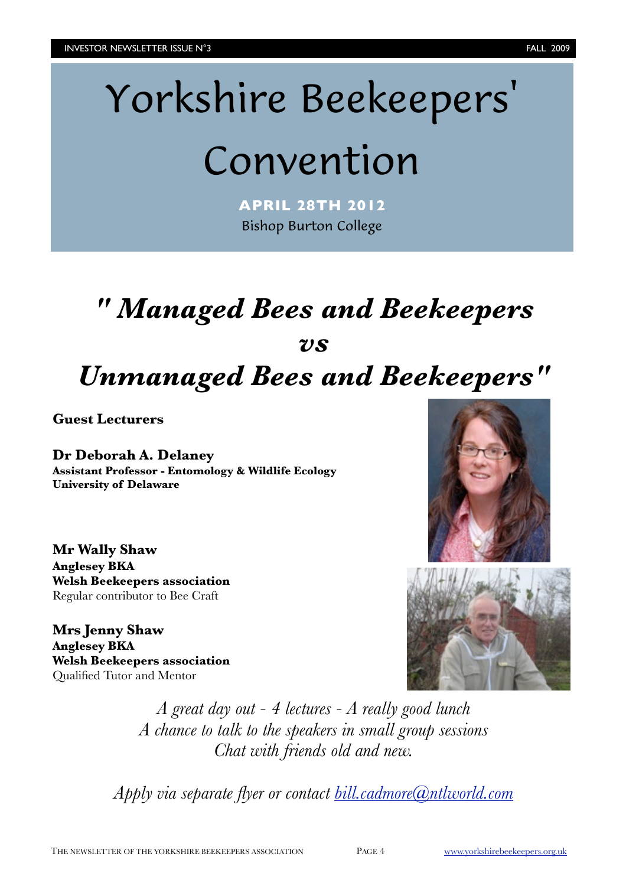# Yorkshire Beekeepers' Convention

**APRIL 28TH 2012**

Bishop Burton College

## *" Managed Bees and Beekeepers vs Unmanaged Bees and Beekeepers"*

**Guest Lecturers**

**Dr Deborah A. Delaney**
**Assistant Professor - Entomology & Wildlife Ecology**
**University of Delaware**

**Mr Wally Shaw**
**Anglesey BKA**
**Welsh Beekeepers association**
Regular contributor to Bee Craft

**Mrs Jenny Shaw**
**Anglesey BKA**
**Welsh Beekeepers association**
Qualified Tutor and Mentor

*A great day out - 4 lectures - A really good lunch*
*A chance to talk to the speakers in small group sessions*
*Chat with friends old and new.*

*Apply via separate flyer or contact bill.cadmore@ntlworld.com*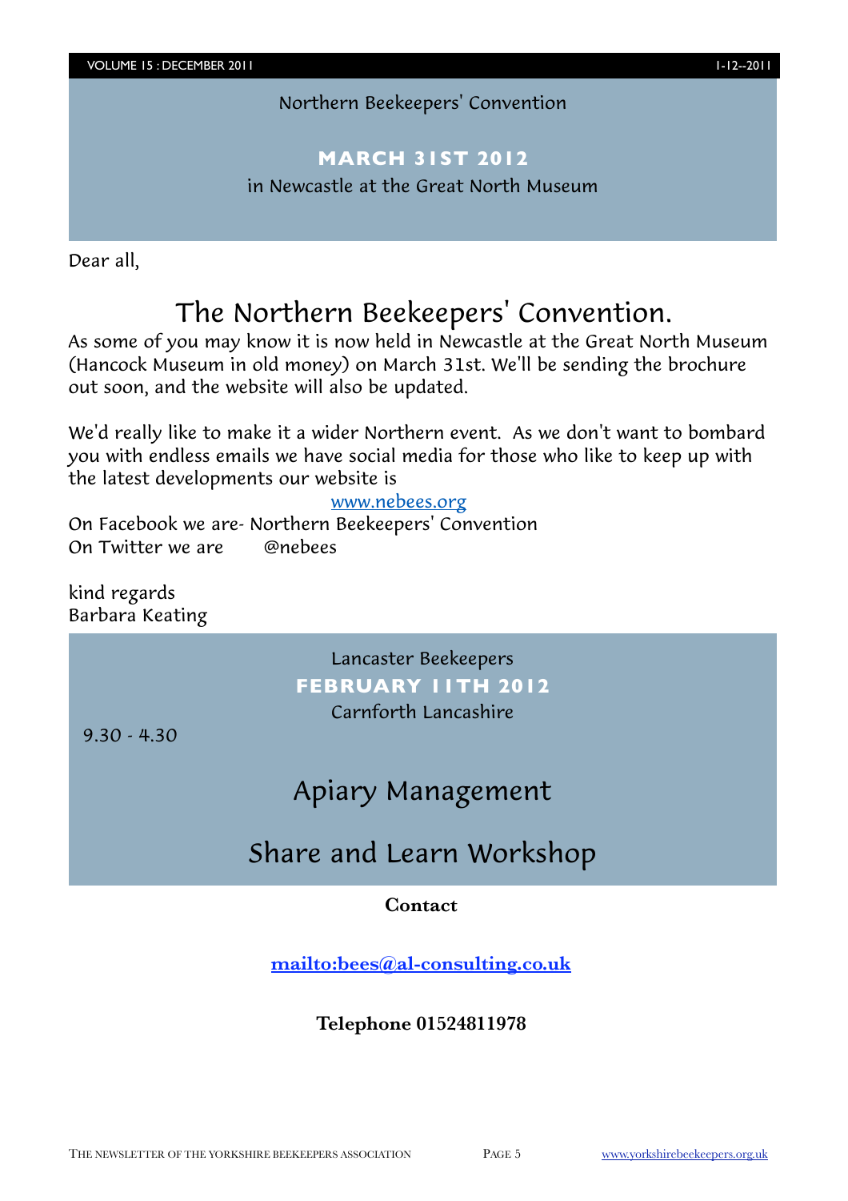Northern Beekeepers' Convention

**MARCH 31ST 2012**

in Newcastle at the Great North Museum

Dear all,

# The Northern Beekeepers' Convention.

As some of you may know it is now held in Newcastle at the Great North Museum (Hancock Museum in old money) on March 31st. We'll be sending the brochure out soon, and the website will also be updated.

We'd really like to make it a wider Northern event. As we don't want to bombard you with endless emails we have social media for those who like to keep up with the latest developments our website is

www.nebees.org

On Facebook we are- Northern Beekeepers' Convention
On Twitter we are @nebees

kind regards
Barbara Keating

Lancaster Beekeepers

**FEBRUARY 11TH 2012**

Carnforth Lancashire

9.30 - 4.30

## Apiary Management

## Share and Learn Workshop

**Contact**

**mailto:bees@al-consulting.co.uk**

**Telephone 01524811978**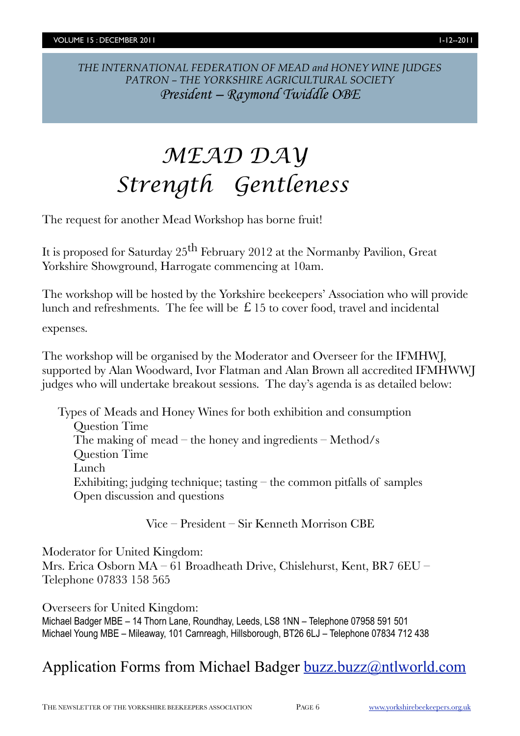*THE INTERNATIONAL FEDERATION OF MEAD and HONEY WINE JUDGES*
*PATRON – THE YORKSHIRE AGRICULTURAL SOCIETY*
*President – Raymond Twiddle OBE*

# MEAD DAY
# Strength Gentleness

The request for another Mead Workshop has borne fruit!

It is proposed for Saturday 25th February 2012 at the Normanby Pavilion, Great Yorkshire Showground, Harrogate commencing at 10am.

The workshop will be hosted by the Yorkshire beekeepers' Association who will provide lunch and refreshments. The fee will be £ 15 to cover food, travel and incidental expenses.

The workshop will be organised by the Moderator and Overseer for the IFMHWJ, supported by Alan Woodward, Ivor Flatman and Alan Brown all accredited IFMHWWJ judges who will undertake breakout sessions. The day's agenda is as detailed below:

Types of Meads and Honey Wines for both exhibition and consumption
Question Time
The making of mead – the honey and ingredients – Method/s
Question Time
Lunch
Exhibiting; judging technique; tasting – the common pitfalls of samples
Open discussion and questions

Vice – President – Sir Kenneth Morrison CBE

Moderator for United Kingdom:
Mrs. Erica Osborn MA – 61 Broadheath Drive, Chislehurst, Kent, BR7 6EU – Telephone 07833 158 565

Overseers for United Kingdom:
Michael Badger MBE – 14 Thorn Lane, Roundhay, Leeds, LS8 1NN – Telephone 07958 591 501
Michael Young MBE – Mileaway, 101 Carnreagh, Hillsborough, BT26 6LJ – Telephone 07834 712 438

## Application Forms from Michael Badger buzz.buzz@ntlworld.com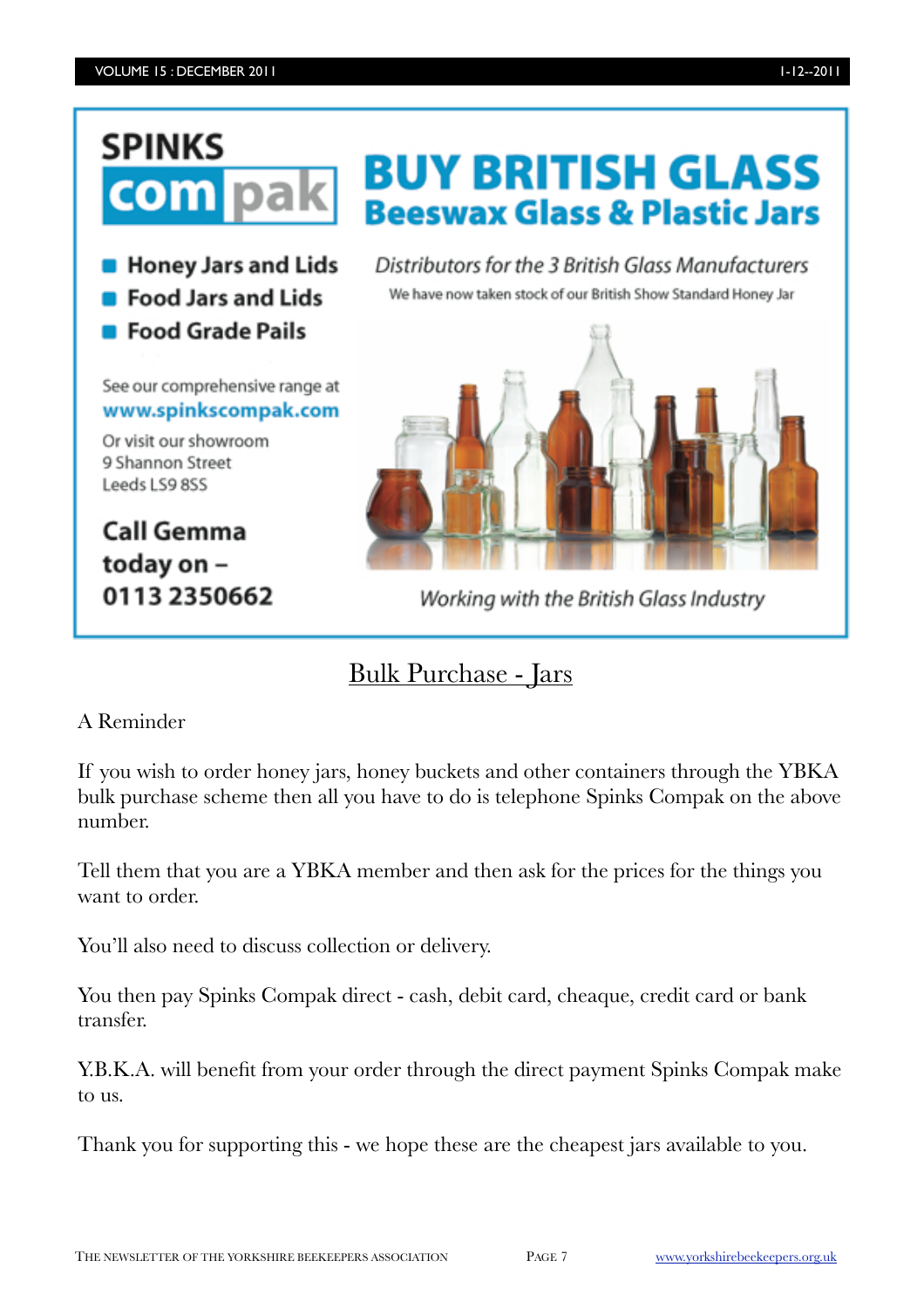SPINKS compak

# BUY BRITISH GLASS

## Beeswax Glass & Plastic Jars

- Honey Jars and Lids
- Food Jars and Lids
- Food Grade Pails

See our comprehensive range at **www.spinkscompak.com**

Or visit our showroom
9 Shannon Street
Leeds LS9 8SS

**Call Gemma today on – 0113 2350662**

*Distributors for the 3 British Glass Manufacturers*

We have now taken stock of our British Show Standard Honey Jar

*Working with the British Glass Industry*

## Bulk Purchase - Jars

A Reminder

If you wish to order honey jars, honey buckets and other containers through the YBKA bulk purchase scheme then all you have to do is telephone Spinks Compak on the above number.

Tell them that you are a YBKA member and then ask for the prices for the things you want to order.

You'll also need to discuss collection or delivery.

You then pay Spinks Compak direct - cash, debit card, cheaque, credit card or bank transfer.

Y.B.K.A. will benefit from your order through the direct payment Spinks Compak make to us.

Thank you for supporting this - we hope these are the cheapest jars available to you.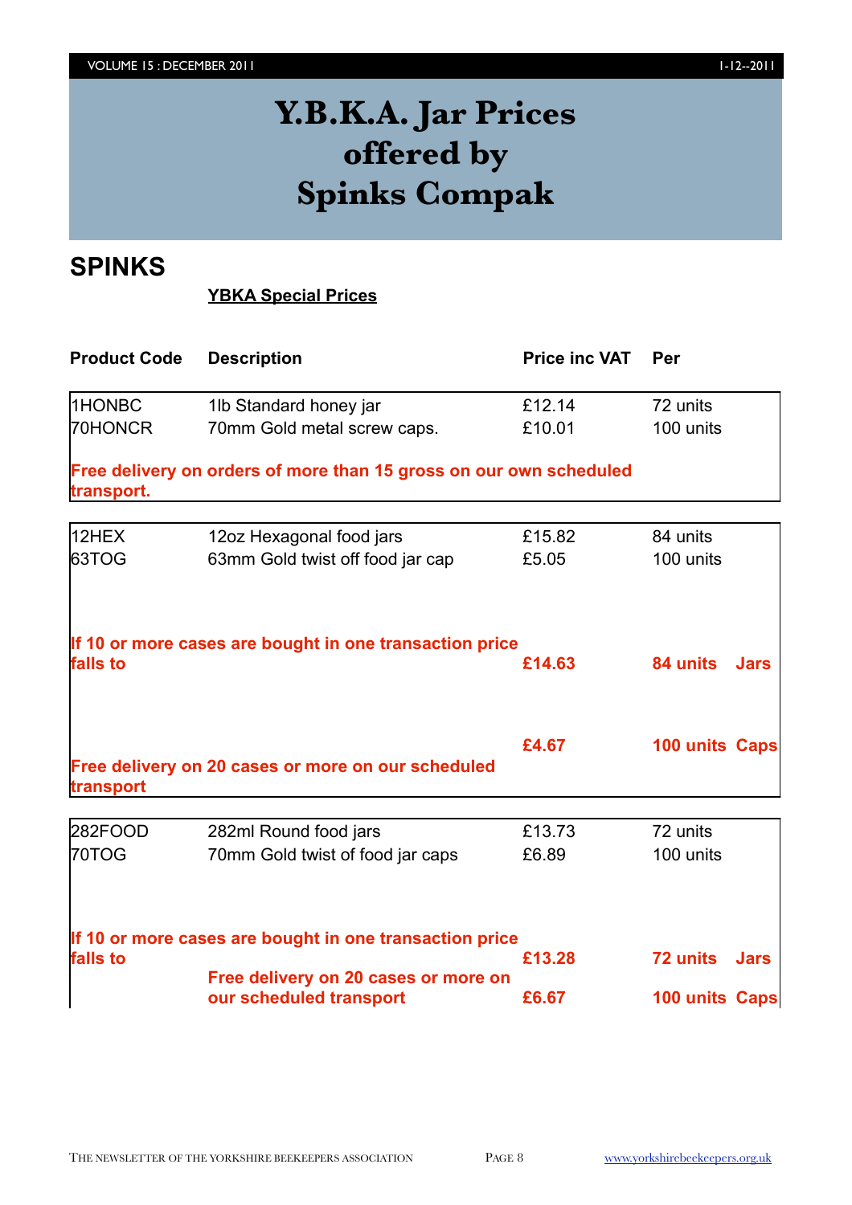# Y.B.K.A. Jar Prices offered by Spinks Compak

## SPINKS

**YBKA Special Prices**

| Product Code | Description | Price inc VAT | Per |
|---|---|---|---|
| 1HONBC | 1lb Standard honey jar | £12.14 | 72 units |
| 70HONCR | 70mm Gold metal screw caps. | £10.01 | 100 units |
| **Free delivery on orders of more than 15 gross on our own scheduled transport.** | | | |
| 12HEX | 12oz Hexagonal food jars | £15.82 | 84 units |
| 63TOG | 63mm Gold twist off food jar cap | £5.05 | 100 units |
| **If 10 or more cases are bought in one transaction price falls to** | | **£14.63** | **84 units Jars** |
| | | **£4.67** | **100 units Caps** |
| **Free delivery on 20 cases or more on our scheduled transport** | | | |
| 282FOOD | 282ml Round food jars | £13.73 | 72 units |
| 70TOG | 70mm Gold twist of food jar caps | £6.89 | 100 units |
| **If 10 or more cases are bought in one transaction price falls to** | | **£13.28** | **72 units Jars** |
| | **Free delivery on 20 cases or more on our scheduled transport** | **£6.67** | **100 units Caps** |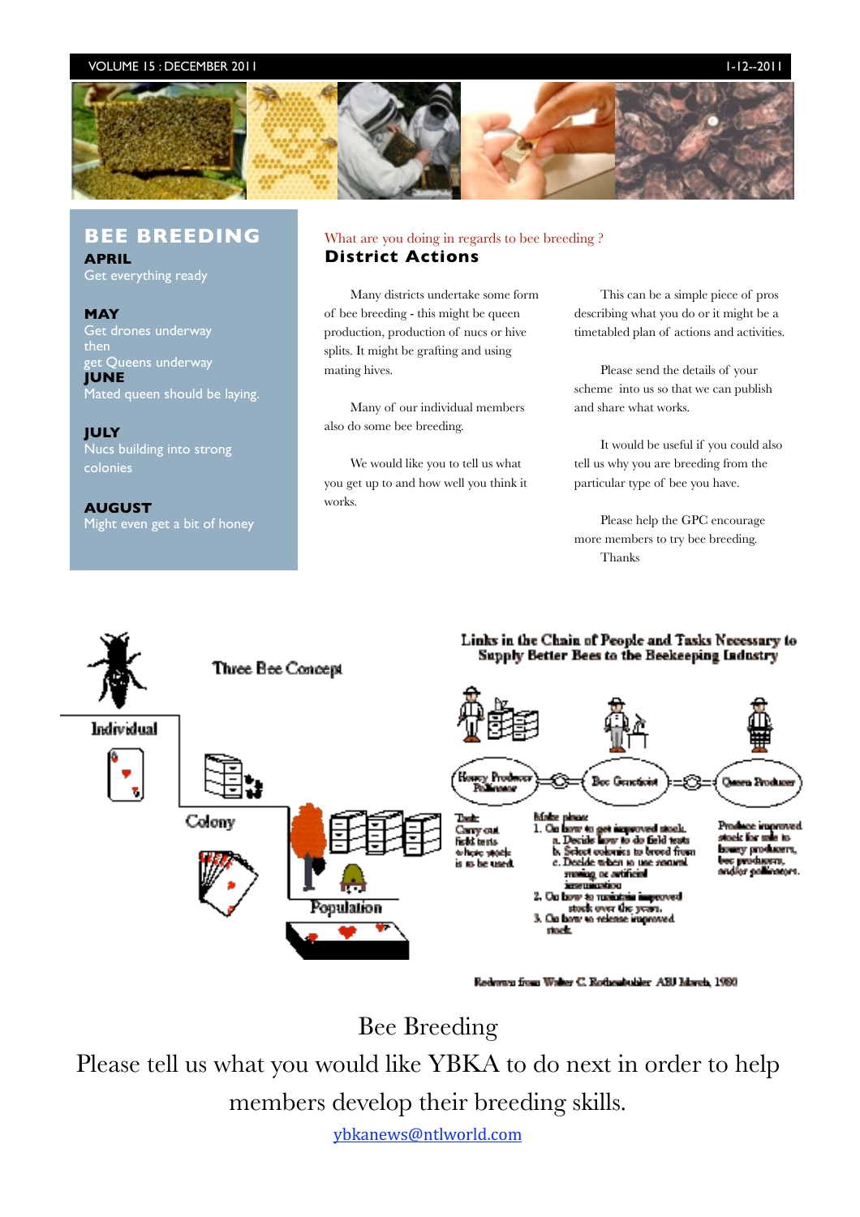## BEE BREEDING

**APRIL**
Get everything ready

**MAY**
Get drones underway
then
get Queens underway

**JUNE**
Mated queen should be laying.

**JULY**
Nucs building into strong colonies

**AUGUST**
Might even get a bit of honey

What are you doing in regards to bee breeding ?

## District Actions

Many districts undertake some form of bee breeding - this might be queen production, production of nucs or hive splits. It might be grafting and using mating hives.

Many of our individual members also do some bee breeding.

We would like you to tell us what you get up to and how well you think it works.

This can be a simple piece of pros describing what you do or it might be a timetabled plan of actions and activities.

Please send the details of your scheme into us so that we can publish and share what works.

It would be useful if you could also tell us why you are breeding from the particular type of bee you have.

Please help the GPC encourage more members to try bee breeding.

Thanks

Three Bee Concept

Individual

Colony

Population

Links in the Chain of People and Tasks Necessary to Supply Better Bees to the Beekeeping Industry

Honey Producer Pollinator — Bee Geneticist — Queen Producer

Task:
Carry out field tests where stock is to be used.

Make plans:
1. On how to get improved stock.
   a. Decide how to do field tests
   b. Select colonies to breed from
   c. Decide when to use natural mating or artificial insemination
2. On how to maintain improved stock over the years.
3. On how to release improved stock.

Produce improved stock for sale to honey producers, bee producers, and/or pollinators.

Redrawn from Walter C. Rothenbuhler ABJ March, 1980

Bee Breeding

Please tell us what you would like YBKA to do next in order to help members develop their breeding skills.

ybkanews@ntlworld.com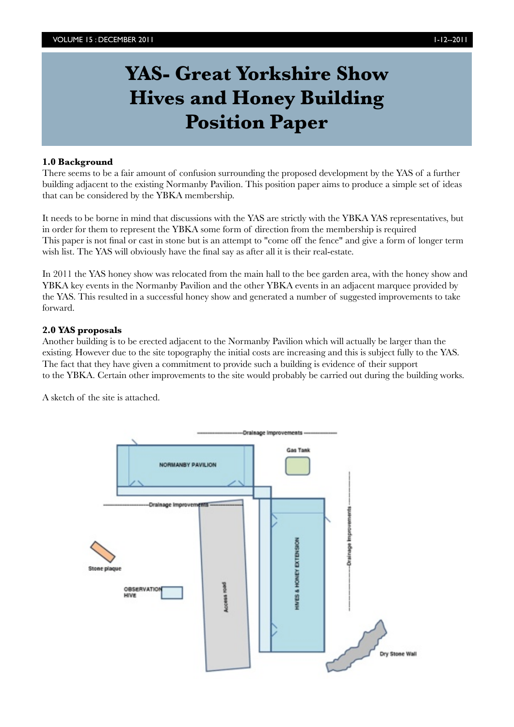# YAS- Great Yorkshire Show Hives and Honey Building Position Paper

**1.0 Background**

There seems to be a fair amount of confusion surrounding the proposed development by the YAS of a further building adjacent to the existing Normanby Pavilion. This position paper aims to produce a simple set of ideas that can be considered by the YBKA membership.

It needs to be borne in mind that discussions with the YAS are strictly with the YBKA YAS representatives, but in order for them to represent the YBKA some form of direction from the membership is required
This paper is not final or cast in stone but is an attempt to "come off the fence" and give a form of longer term wish list. The YAS will obviously have the final say as after all it is their real-estate.

In 2011 the YAS honey show was relocated from the main hall to the bee garden area, with the honey show and YBKA key events in the Normanby Pavilion and the other YBKA events in an adjacent marquee provided by the YAS. This resulted in a successful honey show and generated a number of suggested improvements to take forward.

**2.0 YAS proposals**

Another building is to be erected adjacent to the Normanby Pavilion which will actually be larger than the existing. However due to the site topography the initial costs are increasing and this is subject fully to the YAS. The fact that they have given a commitment to provide such a building is evidence of their support to the YBKA. Certain other improvements to the site would probably be carried out during the building works.

A sketch of the site is attached.

Drainage Improvements
NORMANBY PAVILION
Gas Tank
Drainage Improvements
Drainage Improvements
HIVES & HONEY EXTENSION
Access road
Stone plaque
OBSERVATION HIVE
Dry Stone Wall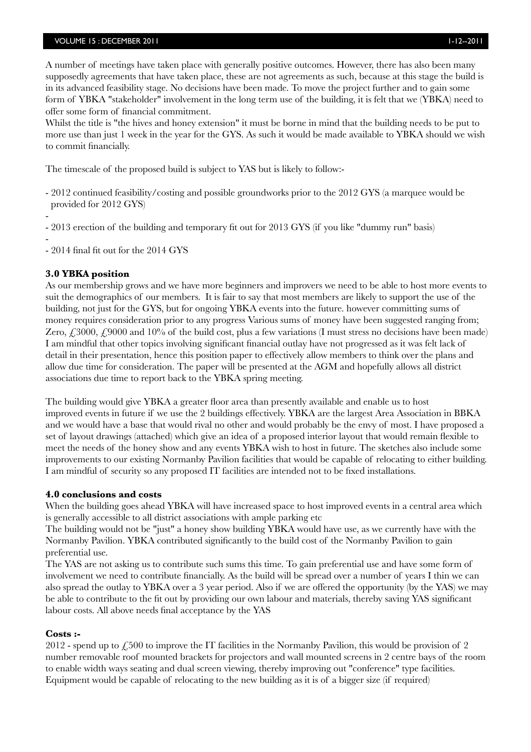A number of meetings have taken place with generally positive outcomes. However, there has also been many supposedly agreements that have taken place, these are not agreements as such, because at this stage the build is in its advanced feasibility stage. No decisions have been made. To move the project further and to gain some form of YBKA "stakeholder" involvement in the long term use of the building, it is felt that we (YBKA) need to offer some form of financial commitment.

Whilst the title is "the hives and honey extension" it must be borne in mind that the building needs to be put to more use than just 1 week in the year for the GYS. As such it would be made available to YBKA should we wish to commit financially.

The timescale of the proposed build is subject to YAS but is likely to follow:-

- 2012 continued feasibility/costing and possible groundworks prior to the 2012 GYS (a marquee would be provided for 2012 GYS)
- 
- 2013 erection of the building and temporary fit out for 2013 GYS (if you like "dummy run" basis)
- 
- 2014 final fit out for the 2014 GYS

### 3.0 YBKA position

As our membership grows and we have more beginners and improvers we need to be able to host more events to suit the demographics of our members. It is fair to say that most members are likely to support the use of the building, not just for the GYS, but for ongoing YBKA events into the future. however committing sums of money requires consideration prior to any progress Various sums of money have been suggested ranging from; Zero, £3000, £9000 and 10% of the build cost, plus a few variations (I must stress no decisions have been made) I am mindful that other topics involving significant financial outlay have not progressed as it was felt lack of detail in their presentation, hence this position paper to effectively allow members to think over the plans and allow due time for consideration. The paper will be presented at the AGM and hopefully allows all district associations due time to report back to the YBKA spring meeting.

The building would give YBKA a greater floor area than presently available and enable us to host improved events in future if we use the 2 buildings effectively. YBKA are the largest Area Association in BBKA and we would have a base that would rival no other and would probably be the envy of most. I have proposed a set of layout drawings (attached) which give an idea of a proposed interior layout that would remain flexible to meet the needs of the honey show and any events YBKA wish to host in future. The sketches also include some improvements to our existing Normanby Pavilion facilities that would be capable of relocating to either building. I am mindful of security so any proposed IT facilities are intended not to be fixed installations.

### 4.0 conclusions and costs

When the building goes ahead YBKA will have increased space to host improved events in a central area which is generally accessible to all district associations with ample parking etc

The building would not be "just" a honey show building YBKA would have use, as we currently have with the Normanby Pavilion. YBKA contributed significantly to the build cost of the Normanby Pavilion to gain preferential use.

The YAS are not asking us to contribute such sums this time. To gain preferential use and have some form of involvement we need to contribute financially. As the build will be spread over a number of years I thin we can also spread the outlay to YBKA over a 3 year period. Also if we are offered the opportunity (by the YAS) we may be able to contribute to the fit out by providing our own labour and materials, thereby saving YAS significant labour costs. All above needs final acceptance by the YAS

**Costs :-**

2012 - spend up to £500 to improve the IT facilities in the Normanby Pavilion, this would be provision of 2 number removable roof mounted brackets for projectors and wall mounted screens in 2 centre bays of the room to enable width ways seating and dual screen viewing, thereby improving out "conference" type facilities. Equipment would be capable of relocating to the new building as it is of a bigger size (if required)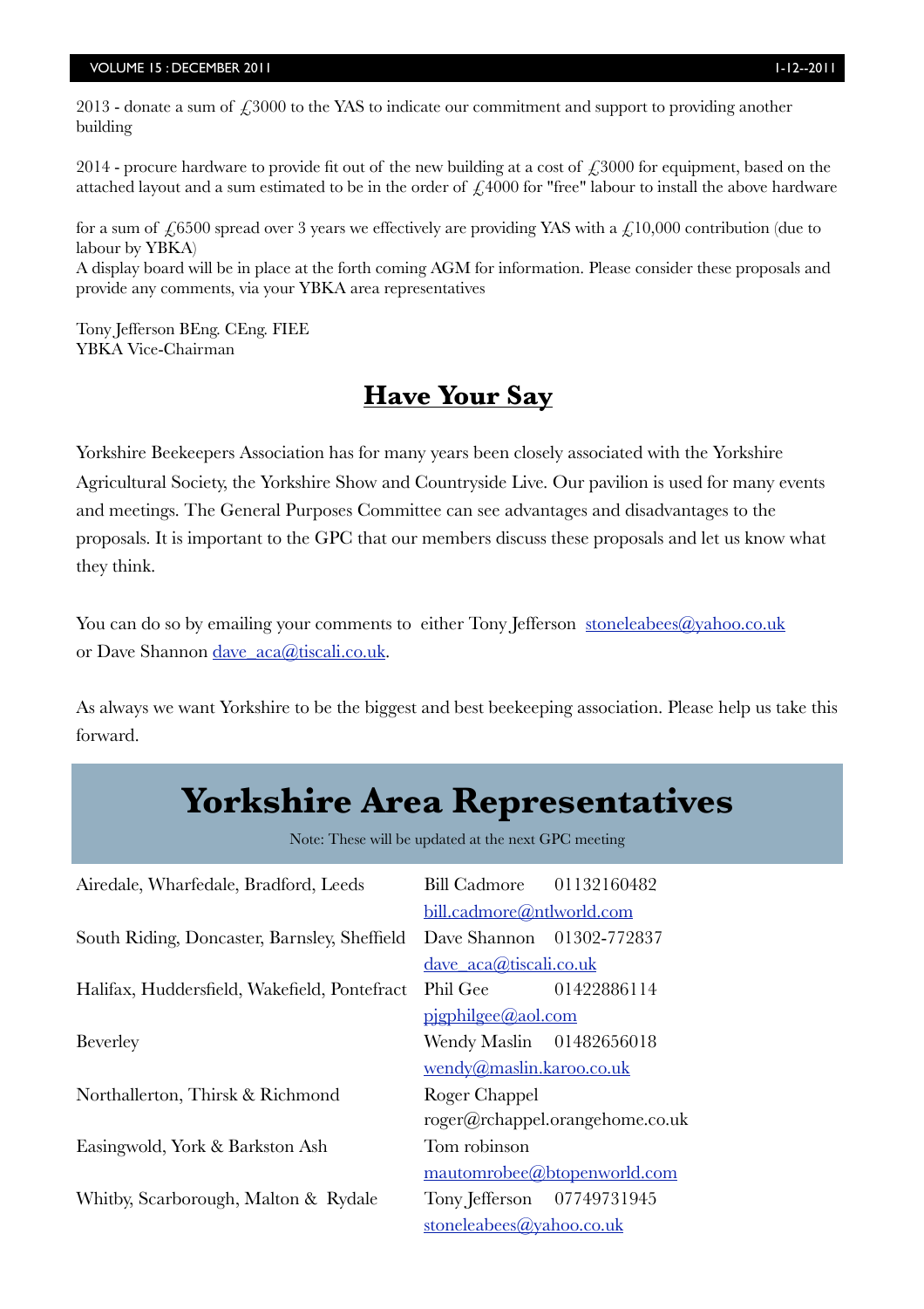2013 - donate a sum of £3000 to the YAS to indicate our commitment and support to providing another building

2014 - procure hardware to provide fit out of the new building at a cost of £3000 for equipment, based on the attached layout and a sum estimated to be in the order of £4000 for "free" labour to install the above hardware

for a sum of £6500 spread over 3 years we effectively are providing YAS with a £10,000 contribution (due to labour by YBKA)
A display board will be in place at the forth coming AGM for information. Please consider these proposals and provide any comments, via your YBKA area representatives

Tony Jefferson BEng. CEng. FIEE
YBKA Vice-Chairman

## Have Your Say

Yorkshire Beekeepers Association has for many years been closely associated with the Yorkshire Agricultural Society, the Yorkshire Show and Countryside Live. Our pavilion is used for many events and meetings. The General Purposes Committee can see advantages and disadvantages to the proposals. It is important to the GPC that our members discuss these proposals and let us know what they think.

You can do so by emailing your comments to either Tony Jefferson stoneleabees@yahoo.co.uk or Dave Shannon dave_aca@tiscali.co.uk.

As always we want Yorkshire to be the biggest and best beekeeping association. Please help us take this forward.

# Yorkshire Area Representatives

Note: These will be updated at the next GPC meeting

| Area | Representative | Phone | Email |
|---|---|---|---|
| Airedale, Wharfedale, Bradford, Leeds | Bill Cadmore | 01132160482 | bill.cadmore@ntlworld.com |
| South Riding, Doncaster, Barnsley, Sheffield | Dave Shannon | 01302-772837 | dave_aca@tiscali.co.uk |
| Halifax, Huddersfield, Wakefield, Pontefract | Phil Gee | 01422886114 | pjgphilgee@aol.com |
| Beverley | Wendy Maslin | 01482656018 | wendy@maslin.karoo.co.uk |
| Northallerton, Thirsk & Richmond | Roger Chappel | | roger@rchappel.orangehome.co.uk |
| Easingwold, York & Barkston Ash | Tom robinson | | mautomrobee@btopenworld.com |
| Whitby, Scarborough, Malton & Rydale | Tony Jefferson | 07749731945 | stoneleabees@yahoo.co.uk |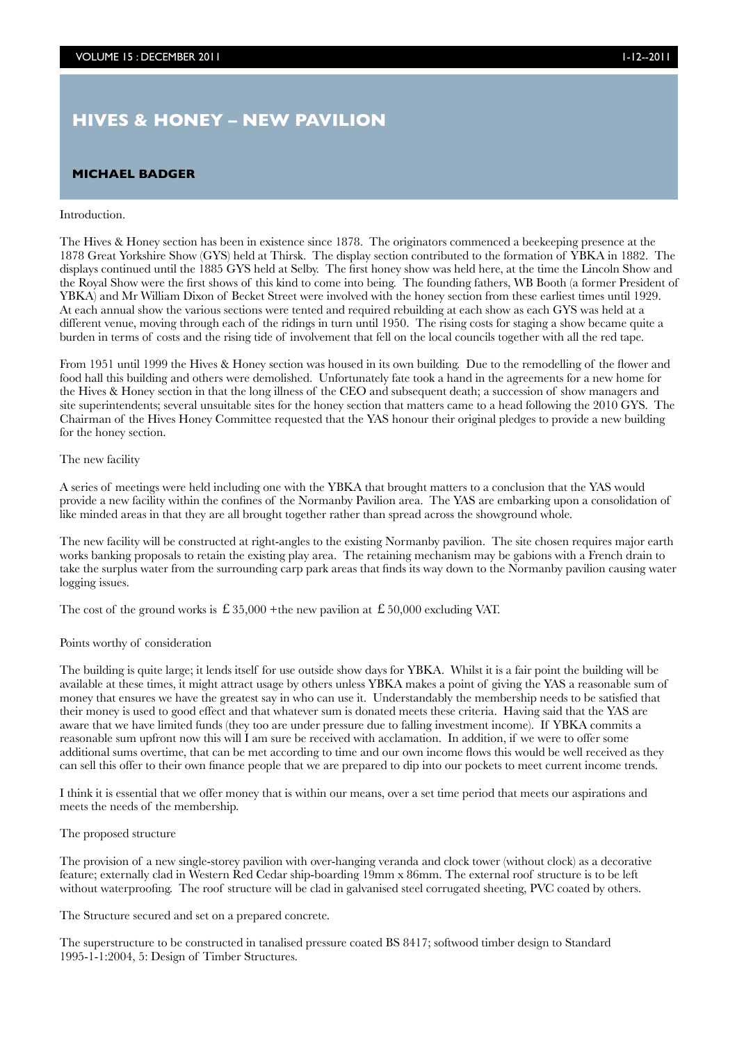# HIVES & HONEY – NEW PAVILION

**MICHAEL BADGER**

Introduction.

The Hives & Honey section has been in existence since 1878. The originators commenced a beekeeping presence at the 1878 Great Yorkshire Show (GYS) held at Thirsk. The display section contributed to the formation of YBKA in 1882. The displays continued until the 1885 GYS held at Selby. The first honey show was held here, at the time the Lincoln Show and the Royal Show were the first shows of this kind to come into being. The founding fathers, WB Booth (a former President of YBKA) and Mr William Dixon of Becket Street were involved with the honey section from these earliest times until 1929. At each annual show the various sections were tented and required rebuilding at each show as each GYS was held at a different venue, moving through each of the ridings in turn until 1950. The rising costs for staging a show became quite a burden in terms of costs and the rising tide of involvement that fell on the local councils together with all the red tape.

From 1951 until 1999 the Hives & Honey section was housed in its own building. Due to the remodelling of the flower and food hall this building and others were demolished. Unfortunately fate took a hand in the agreements for a new home for the Hives & Honey section in that the long illness of the CEO and subsequent death; a succession of show managers and site superintendents; several unsuitable sites for the honey section that matters came to a head following the 2010 GYS. The Chairman of the Hives Honey Committee requested that the YAS honour their original pledges to provide a new building for the honey section.

The new facility

A series of meetings were held including one with the YBKA that brought matters to a conclusion that the YAS would provide a new facility within the confines of the Normanby Pavilion area. The YAS are embarking upon a consolidation of like minded areas in that they are all brought together rather than spread across the showground whole.

The new facility will be constructed at right-angles to the existing Normanby pavilion. The site chosen requires major earth works banking proposals to retain the existing play area. The retaining mechanism may be gabions with a French drain to take the surplus water from the surrounding carp park areas that finds its way down to the Normanby pavilion causing water logging issues.

The cost of the ground works is £35,000 +the new pavilion at £50,000 excluding VAT.

Points worthy of consideration

The building is quite large; it lends itself for use outside show days for YBKA. Whilst it is a fair point the building will be available at these times, it might attract usage by others unless YBKA makes a point of giving the YAS a reasonable sum of money that ensures we have the greatest say in who can use it. Understandably the membership needs to be satisfied that their money is used to good effect and that whatever sum is donated meets these criteria. Having said that the YAS are aware that we have limited funds (they too are under pressure due to falling investment income). If YBKA commits a reasonable sum upfront now this will I am sure be received with acclamation. In addition, if we were to offer some additional sums overtime, that can be met according to time and our own income flows this would be well received as they can sell this offer to their own finance people that we are prepared to dip into our pockets to meet current income trends.

I think it is essential that we offer money that is within our means, over a set time period that meets our aspirations and meets the needs of the membership.

The proposed structure

The provision of a new single-storey pavilion with over-hanging veranda and clock tower (without clock) as a decorative feature; externally clad in Western Red Cedar ship-boarding 19mm x 86mm. The external roof structure is to be left without waterproofing. The roof structure will be clad in galvanised steel corrugated sheeting, PVC coated by others.

The Structure secured and set on a prepared concrete.

The superstructure to be constructed in tanalised pressure coated BS 8417; softwood timber design to Standard 1995-1-1:2004, 5: Design of Timber Structures.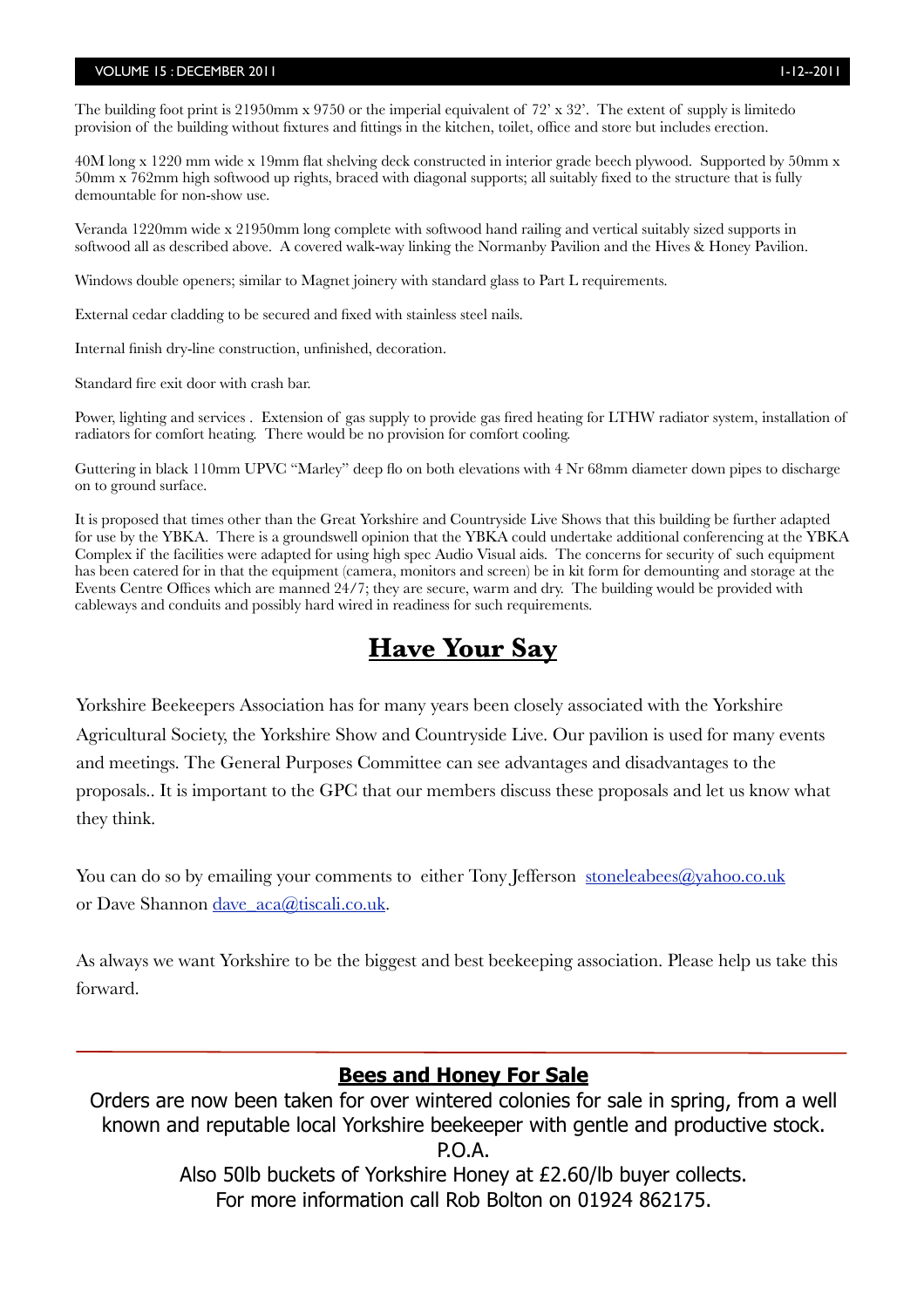The building foot print is 21950mm x 9750 or the imperial equivalent of 72' x 32'. The extent of supply is limitedo provision of the building without fixtures and fittings in the kitchen, toilet, office and store but includes erection.

40M long x 1220 mm wide x 19mm flat shelving deck constructed in interior grade beech plywood. Supported by 50mm x 50mm x 762mm high softwood up rights, braced with diagonal supports; all suitably fixed to the structure that is fully demountable for non-show use.

Veranda 1220mm wide x 21950mm long complete with softwood hand railing and vertical suitably sized supports in softwood all as described above. A covered walk-way linking the Normanby Pavilion and the Hives & Honey Pavilion.

Windows double openers; similar to Magnet joinery with standard glass to Part L requirements.

External cedar cladding to be secured and fixed with stainless steel nails.

Internal finish dry-line construction, unfinished, decoration.

Standard fire exit door with crash bar.

Power, lighting and services . Extension of gas supply to provide gas fired heating for LTHW radiator system, installation of radiators for comfort heating. There would be no provision for comfort cooling.

Guttering in black 110mm UPVC "Marley" deep flo on both elevations with 4 Nr 68mm diameter down pipes to discharge on to ground surface.

It is proposed that times other than the Great Yorkshire and Countryside Live Shows that this building be further adapted for use by the YBKA. There is a groundswell opinion that the YBKA could undertake additional conferencing at the YBKA Complex if the facilities were adapted for using high spec Audio Visual aids. The concerns for security of such equipment has been catered for in that the equipment (camera, monitors and screen) be in kit form for demounting and storage at the Events Centre Offices which are manned 24/7; they are secure, warm and dry. The building would be provided with cableways and conduits and possibly hard wired in readiness for such requirements.

## Have Your Say

Yorkshire Beekeepers Association has for many years been closely associated with the Yorkshire Agricultural Society, the Yorkshire Show and Countryside Live. Our pavilion is used for many events and meetings. The General Purposes Committee can see advantages and disadvantages to the proposals.. It is important to the GPC that our members discuss these proposals and let us know what they think.

You can do so by emailing your comments to either Tony Jefferson stoneleabees@yahoo.co.uk or Dave Shannon dave_aca@tiscali.co.uk.

As always we want Yorkshire to be the biggest and best beekeeping association. Please help us take this forward.

---

## Bees and Honey For Sale

Orders are now been taken for over wintered colonies for sale in spring, from a well known and reputable local Yorkshire beekeeper with gentle and productive stock.

P.O.A.

Also 50lb buckets of Yorkshire Honey at £2.60/lb buyer collects.

For more information call Rob Bolton on 01924 862175.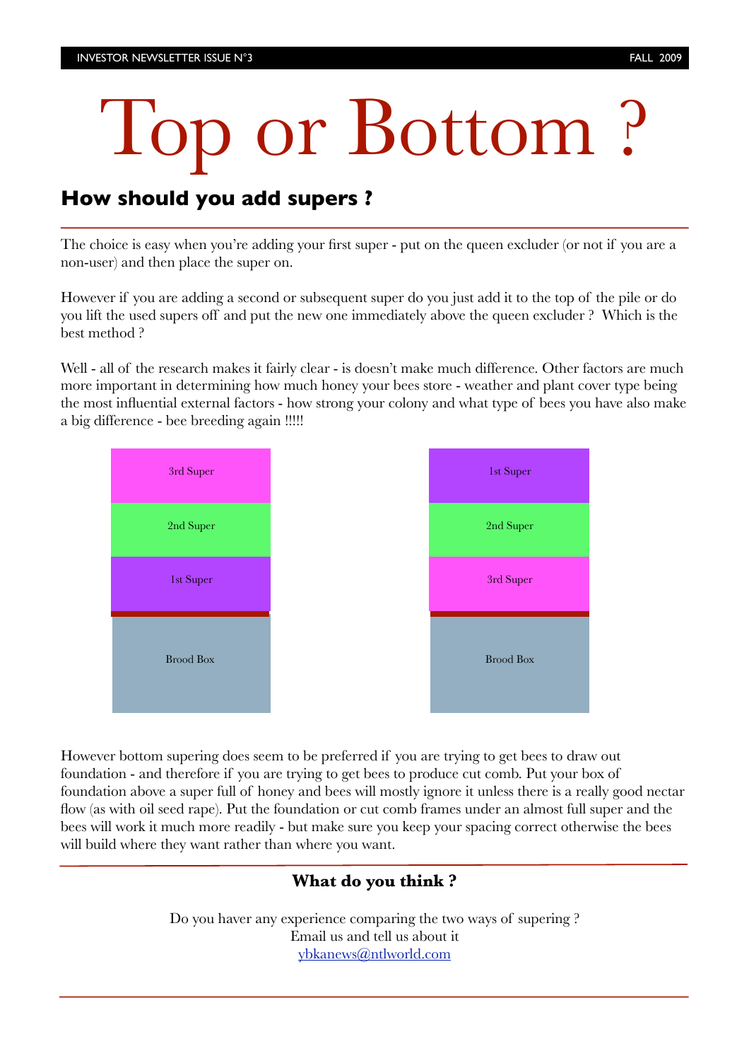# Top or Bottom ?

## How should you add supers ?

The choice is easy when you're adding your first super - put on the queen excluder (or not if you are a non-user) and then place the super on.

However if you are adding a second or subsequent super do you just add it to the top of the pile or do you lift the used supers off and put the new one immediately above the queen excluder ? Which is the best method ?

Well - all of the research makes it fairly clear - is doesn't make much difference. Other factors are much more important in determining how much honey your bees store - weather and plant cover type being the most influential external factors - how strong your colony and what type of bees you have also make a big difference - bee breeding again !!!!!

| 3rd Super |
| --- |
| 2nd Super |
| 1st Super |
| Brood Box |

| 1st Super |
| --- |
| 2nd Super |
| 3rd Super |
| Brood Box |

However bottom supering does seem to be preferred if you are trying to get bees to draw out foundation - and therefore if you are trying to get bees to produce cut comb. Put your box of foundation above a super full of honey and bees will mostly ignore it unless there is a really good nectar flow (as with oil seed rape). Put the foundation or cut comb frames under an almost full super and the bees will work it much more readily - but make sure you keep your spacing correct otherwise the bees will build where they want rather than where you want.

### What do you think ?

Do you haver any experience comparing the two ways of supering ?
Email us and tell us about it
ybkanews@ntlworld.com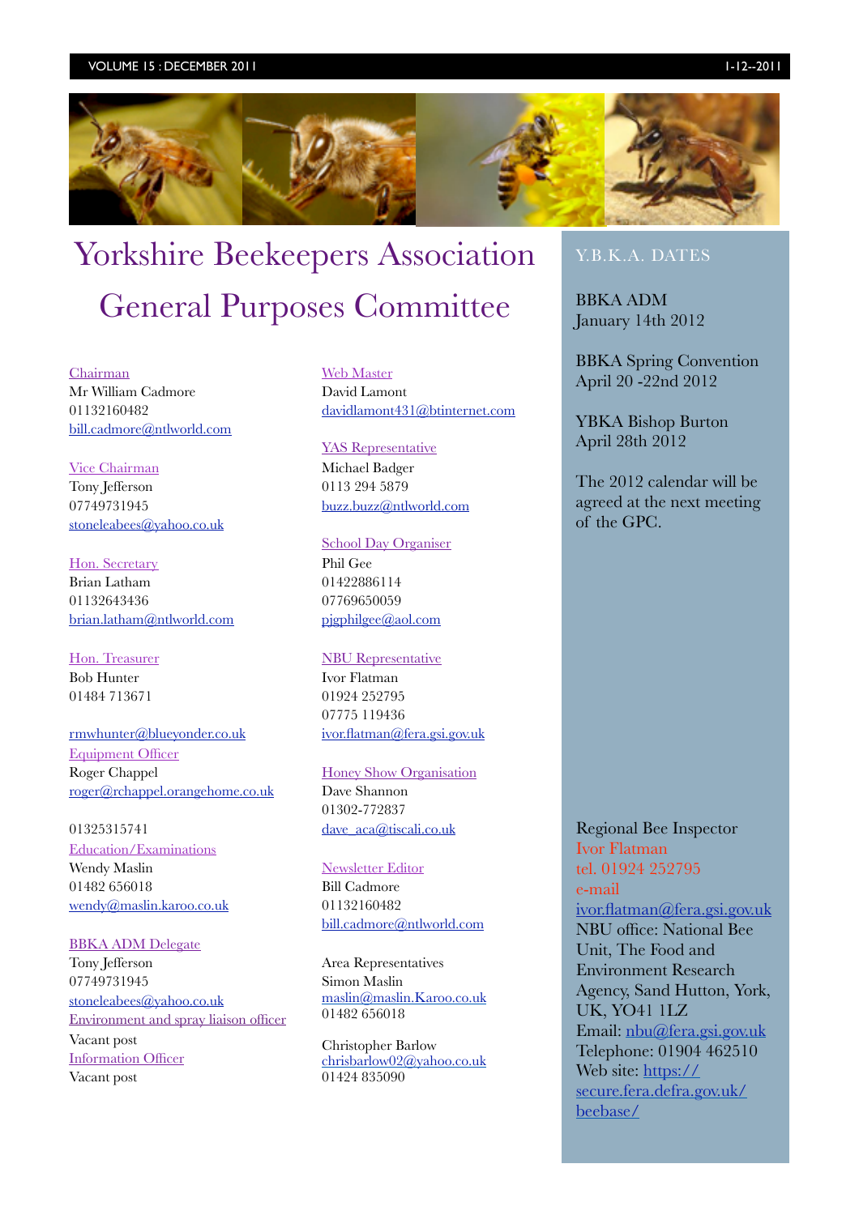# Yorkshire Beekeepers Association

## General Purposes Committee

Chairman
Mr William Cadmore
01132160482
bill.cadmore@ntlworld.com

Vice Chairman
Tony Jefferson
07749731945
stoneleabees@yahoo.co.uk

Hon. Secretary
Brian Latham
01132643436
brian.latham@ntlworld.com

Hon. Treasurer
Bob Hunter
01484 713671

rmwhunter@blueyonder.co.uk
Equipment Officer
Roger Chappel
roger@rchappel.orangehome.co.uk

01325315741
Education/Examinations
Wendy Maslin
01482 656018
wendy@maslin.karoo.co.uk

BBKA ADM Delegate
Tony Jefferson
07749731945
stoneleabees@yahoo.co.uk
Environment and spray liaison officer
Vacant post
Information Officer
Vacant post

Web Master
David Lamont
davidlamont431@btinternet.com

YAS Representative
Michael Badger
0113 294 5879
buzz.buzz@ntlworld.com

School Day Organiser
Phil Gee
01422886114
07769650059
pjgphilgee@aol.com

NBU Representative
Ivor Flatman
01924 252795
07775 119436
ivor.flatman@fera.gsi.gov.uk

Honey Show Organisation
Dave Shannon
01302-772837
dave_aca@tiscali.co.uk

Newsletter Editor
Bill Cadmore
01132160482
bill.cadmore@ntlworld.com

Area Representatives
Simon Maslin
maslin@maslin.Karoo.co.uk
01482 656018

Christopher Barlow
chrisbarlow02@yahoo.co.uk
01424 835090

## Y.B.K.A. DATES

BBKA ADM
January 14th 2012

BBKA Spring Convention
April 20 -22nd 2012

YBKA Bishop Burton
April 28th 2012

The 2012 calendar will be agreed at the next meeting of the GPC.

Regional Bee Inspector
Ivor Flatman
tel. 01924 252795
e-mail
ivor.flatman@fera.gsi.gov.uk
NBU office: National Bee Unit, The Food and Environment Research Agency, Sand Hutton, York, UK, YO41 1LZ
Email: nbu@fera.gsi.gov.uk
Telephone: 01904 462510
Web site: https://secure.fera.defra.gov.uk/beebase/